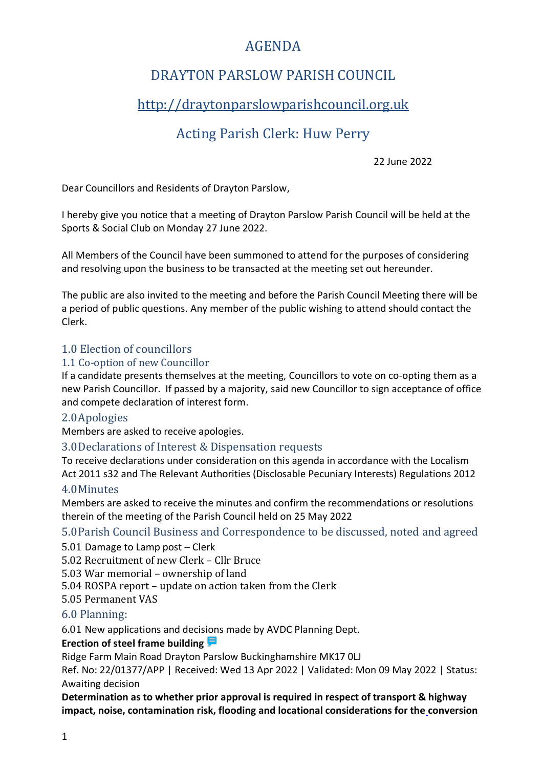# AGENDA

# DRAYTON PARSLOW PARISH COUNCIL

## http://draytonparslowparishcouncil.org.uk

## Acting Parish Clerk: Huw Perry

22 June 2022

Dear Councillors and Residents of Drayton Parslow,

I hereby give you notice that a meeting of Drayton Parslow Parish Council will be held at the Sports & Social Club on Monday 27 June 2022.

All Members of the Council have been summoned to attend for the purposes of considering and resolving upon the business to be transacted at the meeting set out hereunder.

The public are also invited to the meeting and before the Parish Council Meeting there will be a period of public questions. Any member of the public wishing to attend should contact the Clerk.

### 1.0 Election of councillors

#### 1.1 Co-option of new Councillor

If a candidate presents themselves at the meeting, Councillors to vote on co-opting them as a new Parish Councillor. If passed by a majority, said new Councillor to sign acceptance of office and compete declaration of interest form.

### 2.0 Apologies

Members are asked to receive apologies.

### 3.0 Declarations of Interest & Dispensation requests

To receive declarations under consideration on this agenda in accordance with the Localism Act 2011 s32 and The Relevant Authorities (Disclosable Pecuniary Interests) Regulations 2012

### 4.0 Minutes

Members are asked to receive the minutes and confirm the recommendations or resolutions therein of the meeting of the Parish Council held on 25 May 2022

### 5.0 Parish Council Business and Correspondence to be discussed, noted and agreed

5.01 Damage to Lamp post – Clerk
5.02 Recruitment of new Clerk – Cllr Bruce
5.03 War memorial – ownership of land
5.04 ROSPA report – update on action taken from the Clerk
5.05 Permanent VAS

### 6.0 Planning:

6.01 New applications and decisions made by AVDC Planning Dept.

**Erection of steel frame building**

Ridge Farm Main Road Drayton Parslow Buckinghamshire MK17 0LJ
Ref. No: 22/01377/APP | Received: Wed 13 Apr 2022 | Validated: Mon 09 May 2022 | Status: Awaiting decision

**Determination as to whether prior approval is required in respect of transport & highway impact, noise, contamination risk, flooding and locational considerations for the conversion**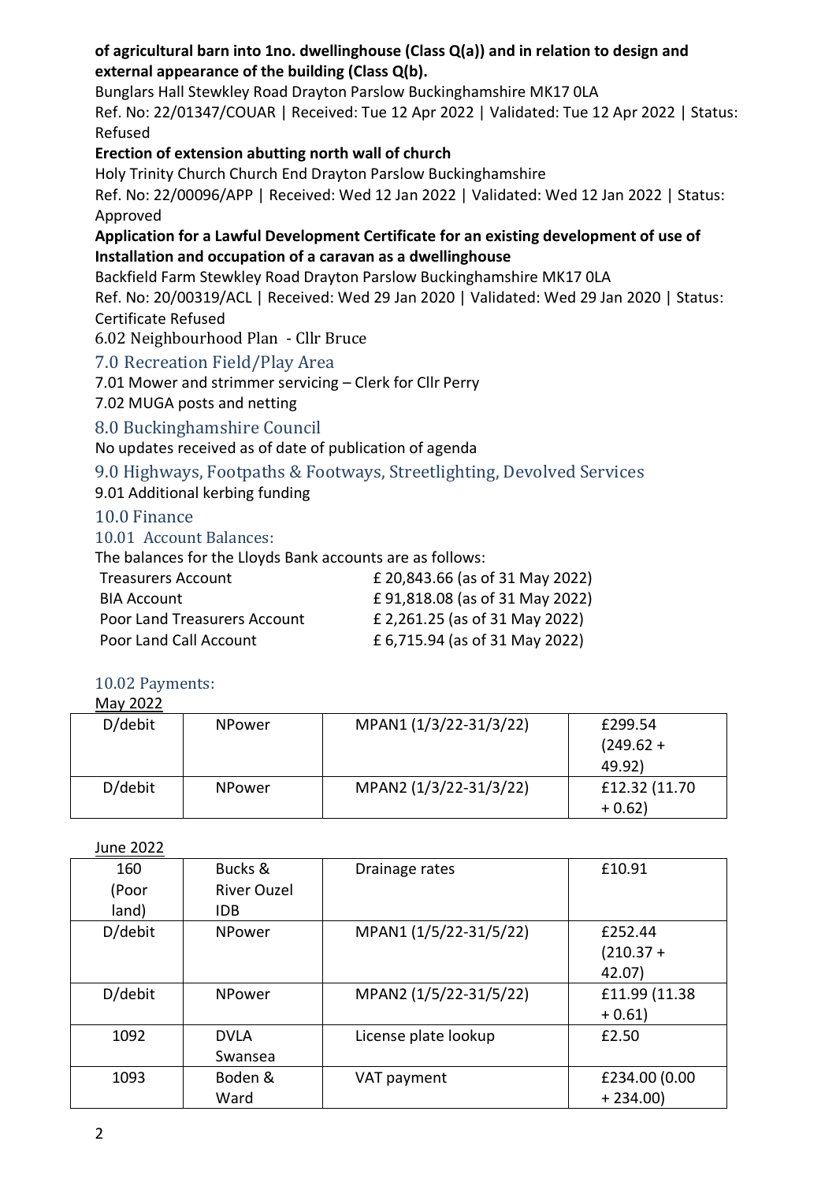**of agricultural barn into 1no. dwellinghouse (Class Q(a)) and in relation to design and external appearance of the building (Class Q(b).**

Bunglars Hall Stewkley Road Drayton Parslow Buckinghamshire MK17 0LA

Ref. No: 22/01347/COUAR | Received: Tue 12 Apr 2022 | Validated: Tue 12 Apr 2022 | Status: Refused

**Erection of extension abutting north wall of church**

Holy Trinity Church Church End Drayton Parslow Buckinghamshire

Ref. No: 22/00096/APP | Received: Wed 12 Jan 2022 | Validated: Wed 12 Jan 2022 | Status: Approved

**Application for a Lawful Development Certificate for an existing development of use of Installation and occupation of a caravan as a dwellinghouse**

Backfield Farm Stewkley Road Drayton Parslow Buckinghamshire MK17 0LA

Ref. No: 20/00319/ACL | Received: Wed 29 Jan 2020 | Validated: Wed 29 Jan 2020 | Status: Certificate Refused

6.02 Neighbourhood Plan - Cllr Bruce

## 7.0 Recreation Field/Play Area

7.01 Mower and strimmer servicing – Clerk for Cllr Perry

7.02 MUGA posts and netting

## 8.0 Buckinghamshire Council

No updates received as of date of publication of agenda

## 9.0 Highways, Footpaths & Footways, Streetlighting, Devolved Services

9.01 Additional kerbing funding

## 10.0 Finance

### 10.01 Account Balances:

The balances for the Lloyds Bank accounts are as follows:

| | |
|---|---|
| Treasurers Account | £ 20,843.66 (as of 31 May 2022) |
| BIA Account | £ 91,818.08 (as of 31 May 2022) |
| Poor Land Treasurers Account | £ 2,261.25 (as of 31 May 2022) |
| Poor Land Call Account | £ 6,715.94 (as of 31 May 2022) |

### 10.02 Payments:

<u>May 2022</u>

| | | | |
|---|---|---|---|
| D/debit | NPower | MPAN1 (1/3/22-31/3/22) | £299.54 (249.62 + 49.92) |
| D/debit | NPower | MPAN2 (1/3/22-31/3/22) | £12.32 (11.70 + 0.62) |

<u>June 2022</u>

| | | | |
|---|---|---|---|
| 160 (Poor land) | Bucks & River Ouzel IDB | Drainage rates | £10.91 |
| D/debit | NPower | MPAN1 (1/5/22-31/5/22) | £252.44 (210.37 + 42.07) |
| D/debit | NPower | MPAN2 (1/5/22-31/5/22) | £11.99 (11.38 + 0.61) |
| 1092 | DVLA Swansea | License plate lookup | £2.50 |
| 1093 | Boden & Ward | VAT payment | £234.00 (0.00 + 234.00) |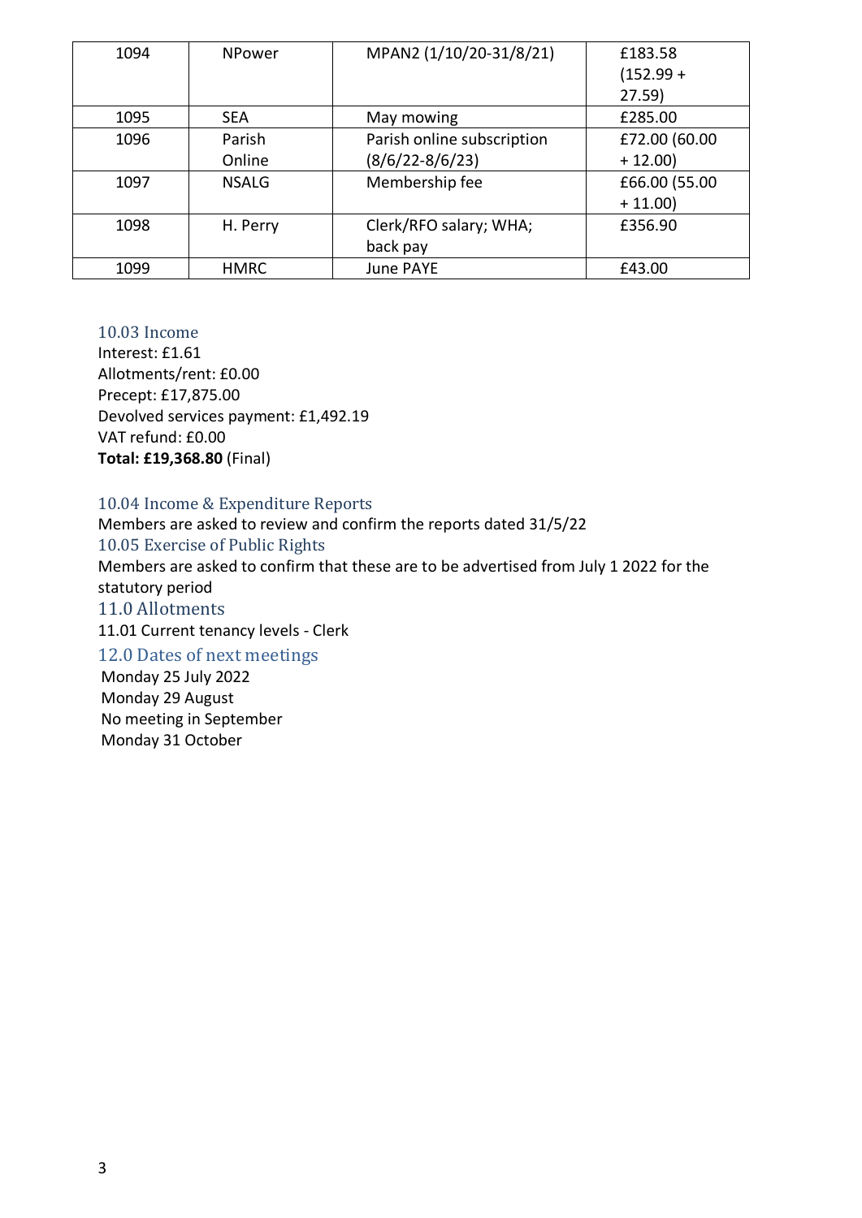| | | | |
|---|---|---|---|
| 1094 | NPower | MPAN2 (1/10/20-31/8/21) | £183.58 (152.99 + 27.59) |
| 1095 | SEA | May mowing | £285.00 |
| 1096 | Parish Online | Parish online subscription (8/6/22-8/6/23) | £72.00 (60.00 + 12.00) |
| 1097 | NSALG | Membership fee | £66.00 (55.00 + 11.00) |
| 1098 | H. Perry | Clerk/RFO salary; WHA; back pay | £356.90 |
| 1099 | HMRC | June PAYE | £43.00 |

### 10.03 Income

Interest: £1.61
Allotments/rent: £0.00
Precept: £17,875.00
Devolved services payment: £1,492.19
VAT refund: £0.00
**Total: £19,368.80** (Final)

### 10.04 Income & Expenditure Reports

Members are asked to review and confirm the reports dated 31/5/22

### 10.05 Exercise of Public Rights

Members are asked to confirm that these are to be advertised from July 1 2022 for the statutory period

## 11.0 Allotments

11.01 Current tenancy levels - Clerk

## 12.0 Dates of next meetings

Monday 25 July 2022
Monday 29 August
No meeting in September
Monday 31 October